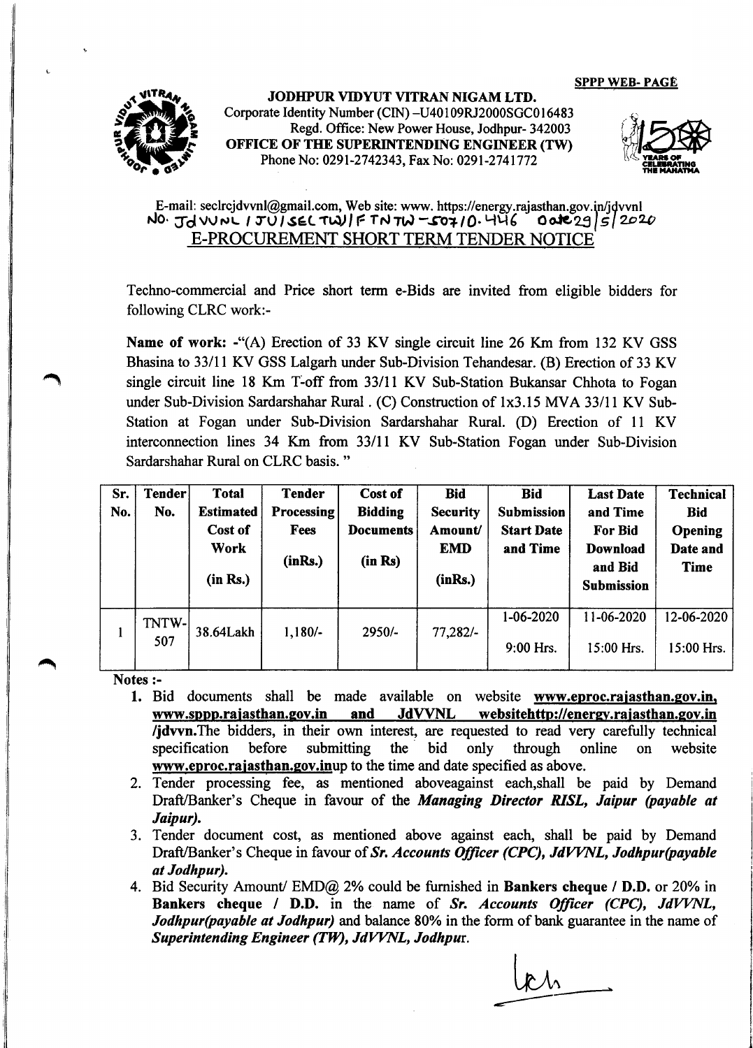SPPP WEB- PAGE

**JODHPUR VIDYUT VITRAN NIGAM LTD.**
Corporate Identity Number (CIN) –U40109RJ2000SGC016483
Regd. Office: New Power House, Jodhpur- 342003
**OFFICE OF THE SUPERINTENDING ENGINEER (TW)**
Phone No: 0291-2742343, Fax No: 0291-2741772

E-mail: seclrcjdvvnl@gmail.com, Web site: www. https://energy.rajasthan.gov.in/jdvvnl
No. JdVVNL / JU / SEC TW / F TNTW – 507 / D. 446 Date 29/5/2020

## E-PROCUREMENT SHORT TERM TENDER NOTICE

Techno-commercial and Price short term e-Bids are invited from eligible bidders for following CLRC work:-

**Name of work:** -"(A) Erection of 33 KV single circuit line 26 Km from 132 KV GSS Bhasina to 33/11 KV GSS Lalgarh under Sub-Division Tehandesar. (B) Erection of 33 KV single circuit line 18 Km T-off from 33/11 KV Sub-Station Bukansar Chhota to Fogan under Sub-Division Sardarshahar Rural . (C) Construction of 1x3.15 MVA 33/11 KV Sub-Station at Fogan under Sub-Division Sardarshahar Rural. (D) Erection of 11 KV interconnection lines 34 Km from 33/11 KV Sub-Station Fogan under Sub-Division Sardarshahar Rural on CLRC basis. "

| Sr. No. | Tender No. | Total Estimated Cost of Work (in Rs.) | Tender Processing Fees (inRs.) | Cost of Bidding Documents (in Rs) | Bid Security Amount/ EMD (inRs.) | Bid Submission Start Date and Time | Last Date and Time For Bid Download and Bid Submission | Technical Bid Opening Date and Time |
|---|---|---|---|---|---|---|---|---|
| 1 | TNTW-507 | 38.64Lakh | 1,180/- | 2950/- | 77,282/- | 1-06-2020 9:00 Hrs. | 11-06-2020 15:00 Hrs. | 12-06-2020 15:00 Hrs. |

**Notes :-**

1. Bid documents shall be made available on website **www.eproc.rajasthan.gov.in, www.sppp.rajasthan.gov.in** and **JdVVNL websitehttp://energy.rajasthan.gov.in /jdvvn.**The bidders, in their own interest, are requested to read very carefully technical specification before submitting the bid only through online on website **www.eproc.rajasthan.gov.in**up to the time and date specified as above.
2. Tender processing fee, as mentioned aboveagainst each,shall be paid by Demand Draft/Banker's Cheque in favour of the ***Managing Director RISL, Jaipur (payable at Jaipur).***
3. Tender document cost, as mentioned above against each, shall be paid by Demand Draft/Banker's Cheque in favour of ***Sr. Accounts Officer (CPC), JdVVNL, Jodhpur(payable at Jodhpur).***
4. Bid Security Amount/ EMD@ 2% could be furnished in **Bankers cheque / D.D.** or 20% in **Bankers cheque / D.D.** in the name of ***Sr. Accounts Officer (CPC), JdVVNL, Jodhpur(payable at Jodhpur)*** and balance 80% in the form of bank guarantee in the name of ***Superintending Engineer (TW), JdVVNL, Jodhpur.***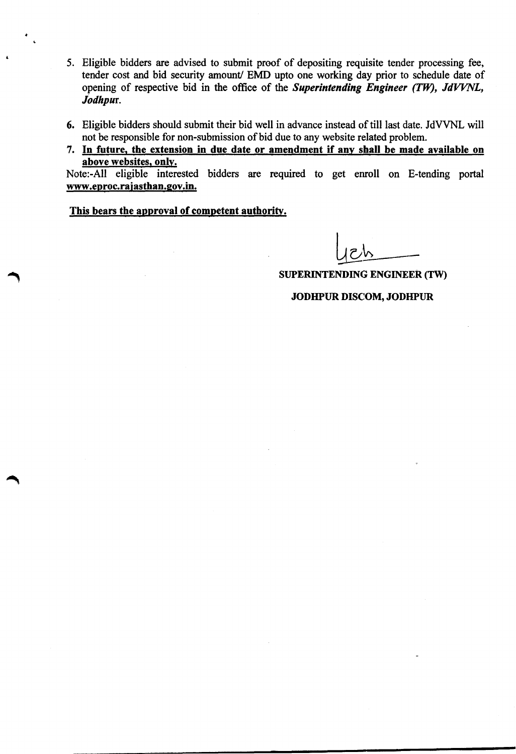5. Eligible bidders are advised to submit proof of depositing requisite tender processing fee, tender cost and bid security amount/ EMD upto one working day prior to schedule date of opening of respective bid in the office of the ***Superintending Engineer (TW), JdVVNL, Jodhpur***.

6. Eligible bidders should submit their bid well in advance instead of till last date. JdVVNL will not be responsible for non-submission of bid due to any website related problem.

7. **In future, the extension in due date or amendment if any shall be made available on above websites, only.**

Note:-All eligible interested bidders are required to get enroll on E-tending portal **www.eproc.rajasthan.gov.in.**

**This bears the approval of competent authority.**

**SUPERINTENDING ENGINEER (TW)**

**JODHPUR DISCOM, JODHPUR**